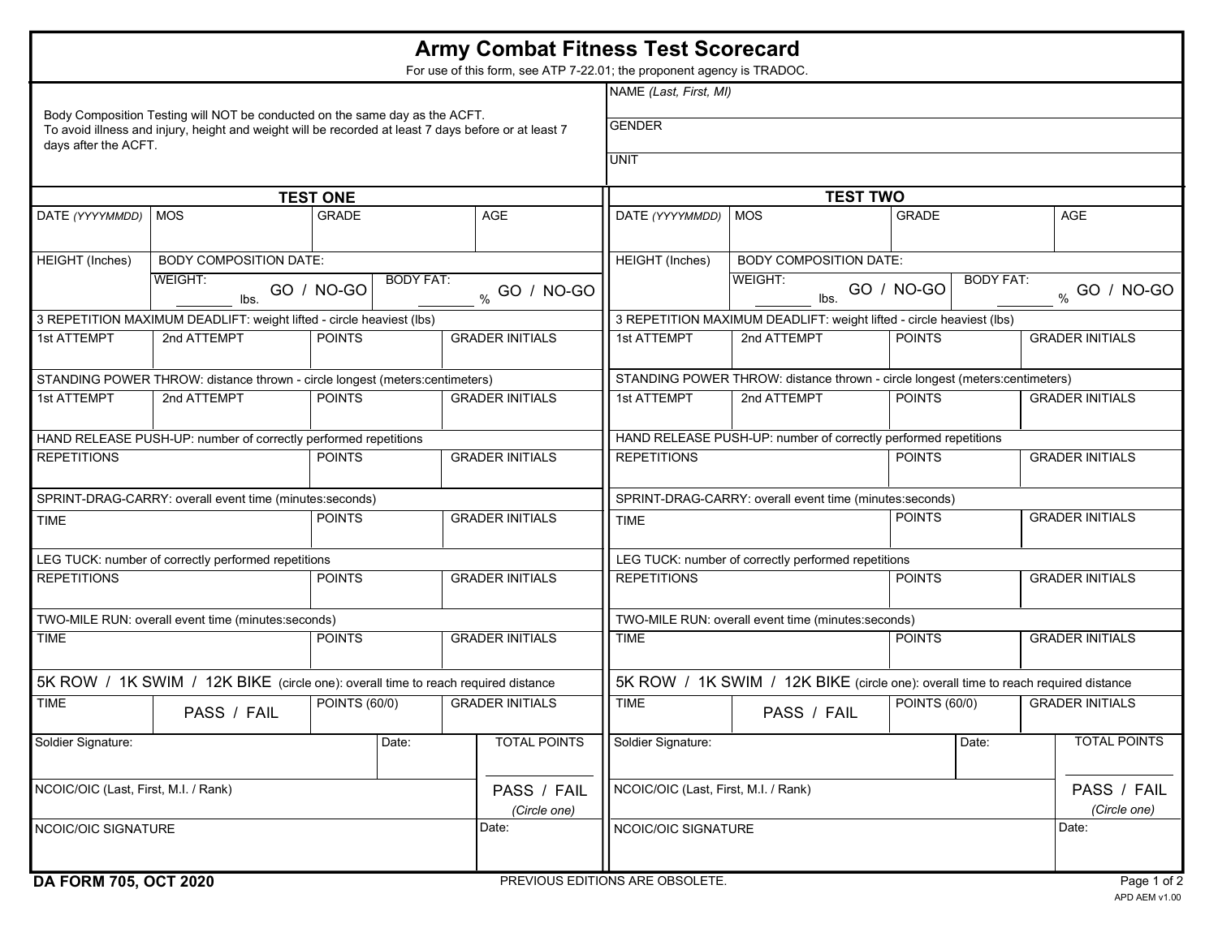# Army Combat Fitness Test Scorecard

For use of this form, see ATP 7-22.01; the proponent agency is TRADOC.

Body Composition Testing will NOT be conducted on the same day as the ACFT.
To avoid illness and injury, height and weight will be recorded at least 7 days before or at least 7 days after the ACFT.

| | |
|---|---|
| NAME *(Last, First, MI)* | |
| GENDER | |
| UNIT | |

## TEST ONE

| DATE *(YYYYMMDD)* | MOS | GRADE | AGE |
|---|---|---|---|
| | | | |

| HEIGHT (Inches) | BODY COMPOSITION DATE: | |
|---|---|---|
| | WEIGHT: _______ lbs. GO / NO-GO | BODY FAT: _______ % GO / NO-GO |

| 3 REPETITION MAXIMUM DEADLIFT: weight lifted - circle heaviest (lbs) | | | |
|---|---|---|---|
| 1st ATTEMPT | 2nd ATTEMPT | POINTS | GRADER INITIALS |
| STANDING POWER THROW: distance thrown - circle longest (meters:centimeters) | | | |
| 1st ATTEMPT | 2nd ATTEMPT | POINTS | GRADER INITIALS |
| HAND RELEASE PUSH-UP: number of correctly performed repetitions | | | |
| REPETITIONS | | POINTS | GRADER INITIALS |
| SPRINT-DRAG-CARRY: overall event time (minutes:seconds) | | | |
| TIME | | POINTS | GRADER INITIALS |
| LEG TUCK: number of correctly performed repetitions | | | |
| REPETITIONS | | POINTS | GRADER INITIALS |
| TWO-MILE RUN: overall event time (minutes:seconds) | | | |
| TIME | | POINTS | GRADER INITIALS |
| 5K ROW / 1K SWIM / 12K BIKE (circle one): overall time to reach required distance | | | |
| TIME | PASS / FAIL | POINTS (60/0) | GRADER INITIALS |

| Soldier Signature: | Date: | TOTAL POINTS |
|---|---|---|
| NCOIC/OIC (Last, First, M.I. / Rank) | | PASS / FAIL *(Circle one)* |
| NCOIC/OIC SIGNATURE | | Date: |

## TEST TWO

| DATE *(YYYYMMDD)* | MOS | GRADE | AGE |
|---|---|---|---|
| | | | |

| HEIGHT (Inches) | BODY COMPOSITION DATE: | |
|---|---|---|
| | WEIGHT: _______ lbs. GO / NO-GO | BODY FAT: _______ % GO / NO-GO |

| 3 REPETITION MAXIMUM DEADLIFT: weight lifted - circle heaviest (lbs) | | | |
|---|---|---|---|
| 1st ATTEMPT | 2nd ATTEMPT | POINTS | GRADER INITIALS |
| STANDING POWER THROW: distance thrown - circle longest (meters:centimeters) | | | |
| 1st ATTEMPT | 2nd ATTEMPT | POINTS | GRADER INITIALS |
| HAND RELEASE PUSH-UP: number of correctly performed repetitions | | | |
| REPETITIONS | | POINTS | GRADER INITIALS |
| SPRINT-DRAG-CARRY: overall event time (minutes:seconds) | | | |
| TIME | | POINTS | GRADER INITIALS |
| LEG TUCK: number of correctly performed repetitions | | | |
| REPETITIONS | | POINTS | GRADER INITIALS |
| TWO-MILE RUN: overall event time (minutes:seconds) | | | |
| TIME | | POINTS | GRADER INITIALS |
| 5K ROW / 1K SWIM / 12K BIKE (circle one): overall time to reach required distance | | | |
| TIME | PASS / FAIL | POINTS (60/0) | GRADER INITIALS |

| Soldier Signature: | Date: | TOTAL POINTS |
|---|---|---|
| NCOIC/OIC (Last, First, M.I. / Rank) | | PASS / FAIL *(Circle one)* |
| NCOIC/OIC SIGNATURE | | Date: |

**DA FORM 705, OCT 2020**

PREVIOUS EDITIONS ARE OBSOLETE.

APD AEM v1.00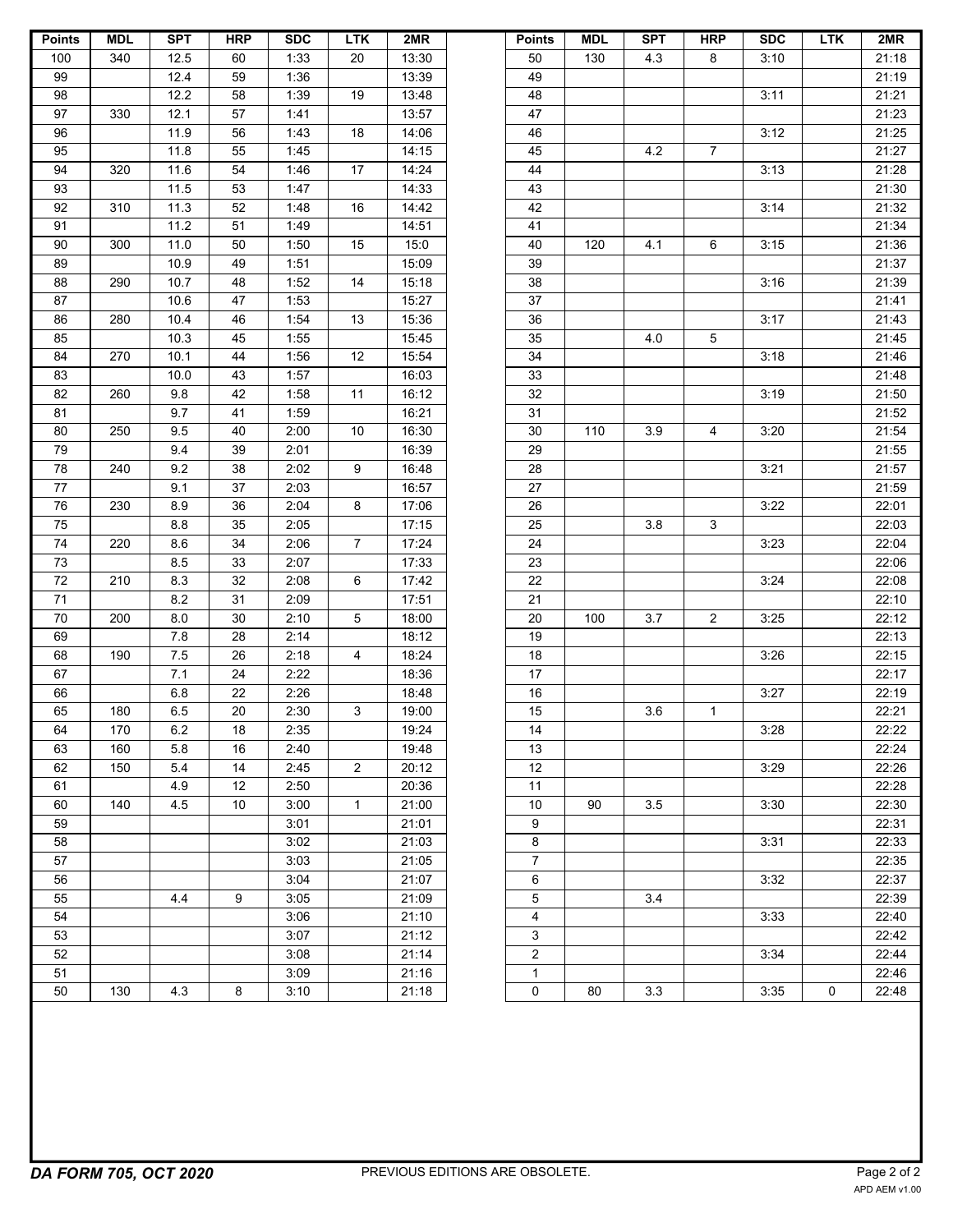| Points | MDL | SPT | HRP | SDC | LTK | 2MR |
|---|---|---|---|---|---|---|
| 100 | 340 | 12.5 | 60 | 1:33 | 20 | 13:30 |
| 99 | | 12.4 | 59 | 1:36 | | 13:39 |
| 98 | | 12.2 | 58 | 1:39 | 19 | 13:48 |
| 97 | 330 | 12.1 | 57 | 1:41 | | 13:57 |
| 96 | | 11.9 | 56 | 1:43 | 18 | 14:06 |
| 95 | | 11.8 | 55 | 1:45 | | 14:15 |
| 94 | 320 | 11.6 | 54 | 1:46 | 17 | 14:24 |
| 93 | | 11.5 | 53 | 1:47 | | 14:33 |
| 92 | 310 | 11.3 | 52 | 1:48 | 16 | 14:42 |
| 91 | | 11.2 | 51 | 1:49 | | 14:51 |
| 90 | 300 | 11.0 | 50 | 1:50 | 15 | 15:0 |
| 89 | | 10.9 | 49 | 1:51 | | 15:09 |
| 88 | 290 | 10.7 | 48 | 1:52 | 14 | 15:18 |
| 87 | | 10.6 | 47 | 1:53 | | 15:27 |
| 86 | 280 | 10.4 | 46 | 1:54 | 13 | 15:36 |
| 85 | | 10.3 | 45 | 1:55 | | 15:45 |
| 84 | 270 | 10.1 | 44 | 1:56 | 12 | 15:54 |
| 83 | | 10.0 | 43 | 1:57 | | 16:03 |
| 82 | 260 | 9.8 | 42 | 1:58 | 11 | 16:12 |
| 81 | | 9.7 | 41 | 1:59 | | 16:21 |
| 80 | 250 | 9.5 | 40 | 2:00 | 10 | 16:30 |
| 79 | | 9.4 | 39 | 2:01 | | 16:39 |
| 78 | 240 | 9.2 | 38 | 2:02 | 9 | 16:48 |
| 77 | | 9.1 | 37 | 2:03 | | 16:57 |
| 76 | 230 | 8.9 | 36 | 2:04 | 8 | 17:06 |
| 75 | | 8.8 | 35 | 2:05 | | 17:15 |
| 74 | 220 | 8.6 | 34 | 2:06 | 7 | 17:24 |
| 73 | | 8.5 | 33 | 2:07 | | 17:33 |
| 72 | 210 | 8.3 | 32 | 2:08 | 6 | 17:42 |
| 71 | | 8.2 | 31 | 2:09 | | 17:51 |
| 70 | 200 | 8.0 | 30 | 2:10 | 5 | 18:00 |
| 69 | | 7.8 | 28 | 2:14 | | 18:12 |
| 68 | 190 | 7.5 | 26 | 2:18 | 4 | 18:24 |
| 67 | | 7.1 | 24 | 2:22 | | 18:36 |
| 66 | | 6.8 | 22 | 2:26 | | 18:48 |
| 65 | 180 | 6.5 | 20 | 2:30 | 3 | 19:00 |
| 64 | 170 | 6.2 | 18 | 2:35 | | 19:24 |
| 63 | 160 | 5.8 | 16 | 2:40 | | 19:48 |
| 62 | 150 | 5.4 | 14 | 2:45 | 2 | 20:12 |
| 61 | | 4.9 | 12 | 2:50 | | 20:36 |
| 60 | 140 | 4.5 | 10 | 3:00 | 1 | 21:00 |
| 59 | | | | 3:01 | | 21:01 |
| 58 | | | | 3:02 | | 21:03 |
| 57 | | | | 3:03 | | 21:05 |
| 56 | | | | 3:04 | | 21:07 |
| 55 | | 4.4 | 9 | 3:05 | | 21:09 |
| 54 | | | | 3:06 | | 21:10 |
| 53 | | | | 3:07 | | 21:12 |
| 52 | | | | 3:08 | | 21:14 |
| 51 | | | | 3:09 | | 21:16 |
| 50 | 130 | 4.3 | 8 | 3:10 | | 21:18 |

| Points | MDL | SPT | HRP | SDC | LTK | 2MR |
|---|---|---|---|---|---|---|
| 50 | 130 | 4.3 | 8 | 3:10 | | 21:18 |
| 49 | | | | | | 21:19 |
| 48 | | | | 3:11 | | 21:21 |
| 47 | | | | | | 21:23 |
| 46 | | | | 3:12 | | 21:25 |
| 45 | | 4.2 | 7 | | | 21:27 |
| 44 | | | | 3:13 | | 21:28 |
| 43 | | | | | | 21:30 |
| 42 | | | | 3:14 | | 21:32 |
| 41 | | | | | | 21:34 |
| 40 | 120 | 4.1 | 6 | 3:15 | | 21:36 |
| 39 | | | | | | 21:37 |
| 38 | | | | 3:16 | | 21:39 |
| 37 | | | | | | 21:41 |
| 36 | | | | 3:17 | | 21:43 |
| 35 | | 4.0 | 5 | | | 21:45 |
| 34 | | | | 3:18 | | 21:46 |
| 33 | | | | | | 21:48 |
| 32 | | | | 3:19 | | 21:50 |
| 31 | | | | | | 21:52 |
| 30 | 110 | 3.9 | 4 | 3:20 | | 21:54 |
| 29 | | | | | | 21:55 |
| 28 | | | | 3:21 | | 21:57 |
| 27 | | | | | | 21:59 |
| 26 | | | | 3:22 | | 22:01 |
| 25 | | 3.8 | 3 | | | 22:03 |
| 24 | | | | 3:23 | | 22:04 |
| 23 | | | | | | 22:06 |
| 22 | | | | 3:24 | | 22:08 |
| 21 | | | | | | 22:10 |
| 20 | 100 | 3.7 | 2 | 3:25 | | 22:12 |
| 19 | | | | | | 22:13 |
| 18 | | | | 3:26 | | 22:15 |
| 17 | | | | | | 22:17 |
| 16 | | | | 3:27 | | 22:19 |
| 15 | | 3.6 | 1 | | | 22:21 |
| 14 | | | | 3:28 | | 22:22 |
| 13 | | | | | | 22:24 |
| 12 | | | | 3:29 | | 22:26 |
| 11 | | | | | | 22:28 |
| 10 | 90 | 3.5 | | 3:30 | | 22:30 |
| 9 | | | | | | 22:31 |
| 8 | | | | 3:31 | | 22:33 |
| 7 | | | | | | 22:35 |
| 6 | | | | 3:32 | | 22:37 |
| 5 | | 3.4 | | | | 22:39 |
| 4 | | | | 3:33 | | 22:40 |
| 3 | | | | | | 22:42 |
| 2 | | | | 3:34 | | 22:44 |
| 1 | | | | | | 22:46 |
| 0 | 80 | 3.3 | | 3:35 | 0 | 22:48 |

**DA FORM 705, OCT 2020** PREVIOUS EDITIONS ARE OBSOLETE.

APD AEM v1.00